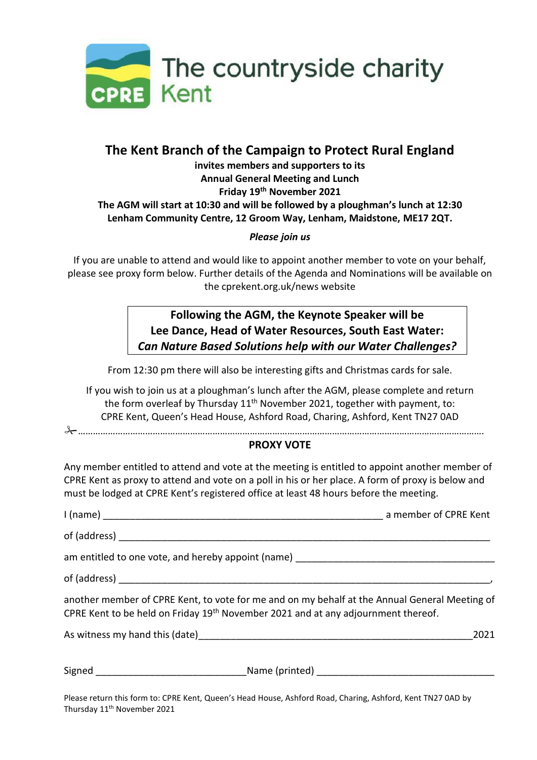The countryside charity

CPRE Kent

## The Kent Branch of the Campaign to Protect Rural England

**invites members and supporters to its**
**Annual General Meeting and Lunch**
**Friday 19th November 2021**
**The AGM will start at 10:30 and will be followed by a ploughman's lunch at 12:30**
**Lenham Community Centre, 12 Groom Way, Lenham, Maidstone, ME17 2QT.**

***Please join us***

If you are unable to attend and would like to appoint another member to vote on your behalf, please see proxy form below. Further details of the Agenda and Nominations will be available on the cprekent.org.uk/news website

**Following the AGM, the Keynote Speaker will be**
**Lee Dance, Head of Water Resources, South East Water:**
***Can Nature Based Solutions help with our Water Challenges?***

From 12:30 pm there will also be interesting gifts and Christmas cards for sale.

If you wish to join us at a ploughman's lunch after the AGM, please complete and return the form overleaf by Thursday 11th November 2021, together with payment, to: CPRE Kent, Queen's Head House, Ashford Road, Charing, Ashford, Kent TN27 0AD

✂……………………………………………………………………………………………………………………………………….

**PROXY VOTE**

Any member entitled to attend and vote at the meeting is entitled to appoint another member of CPRE Kent as proxy to attend and vote on a poll in his or her place. A form of proxy is below and must be lodged at CPRE Kent's registered office at least 48 hours before the meeting.

I (name) ______________________________________________________ a member of CPRE Kent

of (address) ________________________________________________________________________

am entitled to one vote, and hereby appoint (name) _____________________________________

of (address) ________________________________________________________________________,

another member of CPRE Kent, to vote for me and on my behalf at the Annual General Meeting of CPRE Kent to be held on Friday 19th November 2021 and at any adjournment thereof.

As witness my hand this (date)_____________________________________________________2021

Signed ____________________________Name (printed) __________________________________

Please return this form to: CPRE Kent, Queen's Head House, Ashford Road, Charing, Ashford, Kent TN27 0AD by Thursday 11th November 2021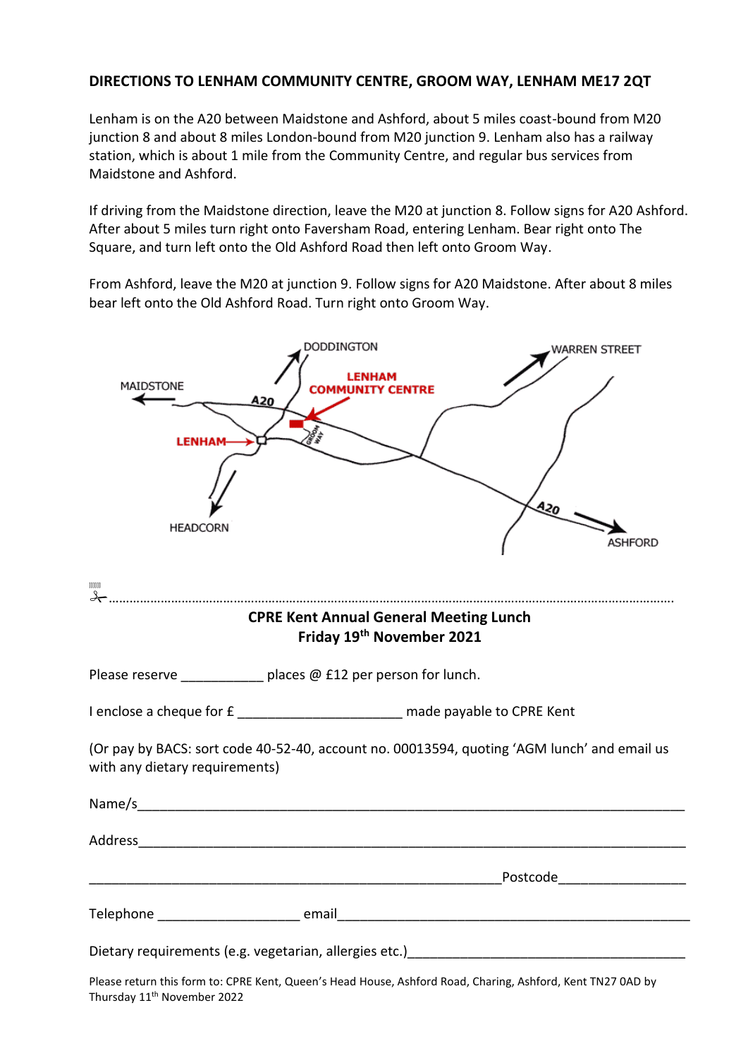**DIRECTIONS TO LENHAM COMMUNITY CENTRE, GROOM WAY, LENHAM ME17 2QT**

Lenham is on the A20 between Maidstone and Ashford, about 5 miles coast-bound from M20 junction 8 and about 8 miles London-bound from M20 junction 9. Lenham also has a railway station, which is about 1 mile from the Community Centre, and regular bus services from Maidstone and Ashford.

If driving from the Maidstone direction, leave the M20 at junction 8. Follow signs for A20 Ashford. After about 5 miles turn right onto Faversham Road, entering Lenham. Bear right onto The Square, and turn left onto the Old Ashford Road then left onto Groom Way.

From Ashford, leave the M20 at junction 9. Follow signs for A20 Maidstone. After about 8 miles bear left onto the Old Ashford Road. Turn right onto Groom Way.

DODDINGTON
WARREN STREET
MAIDSTONE
LENHAM COMMUNITY CENTRE
A20
LENHAM
GROOM WAY
HEADCORN
A20
ASHFORD

✂ ..........................................................................................................................................................

**CPRE Kent Annual General Meeting Lunch**
**Friday 19th November 2021**

Please reserve ___________ places @ £12 per person for lunch.

I enclose a cheque for £ _____________________ made payable to CPRE Kent

(Or pay by BACS: sort code 40-52-40, account no. 00013594, quoting 'AGM lunch' and email us with any dietary requirements)

Name/s_______________________________________________________________________

Address______________________________________________________________________

_____________________________________________________Postcode________________

Telephone __________________ email____________________________________________

Dietary requirements (e.g. vegetarian, allergies etc.)___________________________________

Please return this form to: CPRE Kent, Queen's Head House, Ashford Road, Charing, Ashford, Kent TN27 0AD by Thursday 11th November 2022